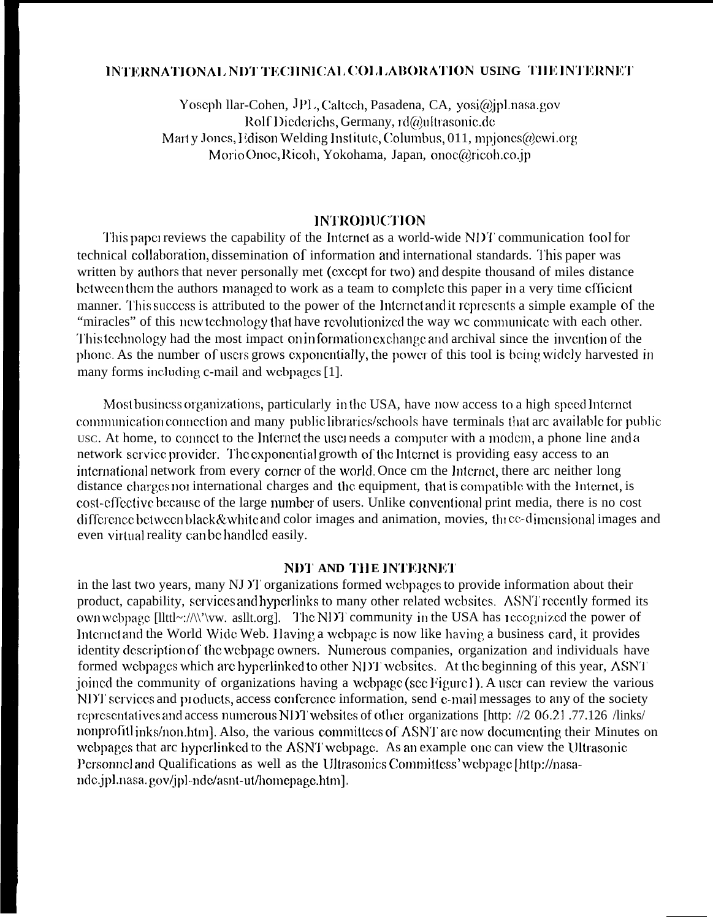# INTERNATIONAL NDT TECHNICAL COLLABORATION USING THE INTERNET

Yoseph Bar-Cohen, JPL, Caltech, Pasadena, CA, yosi@jpl.nasa.gov
Rolf Diederichs, Germany, rd@ultrasonic.de
Marty Jones, Edison Welding Institute, Columbus, OH, mpjones@ewi.org
Morio Onoe, Ricoh, Yokohama, Japan, onoe@ricoh.co.jp

## INTRODUCTION

This paper reviews the capability of the Internet as a world-wide NDT communication tool for technical collaboration, dissemination of information and international standards. This paper was written by authors that never personally met (except for two) and despite thousand of miles distance between them the authors managed to work as a team to complete this paper in a very time efficient manner. This success is attributed to the power of the Internet and it represents a simple example of the "miracles" of this new technology that have revolutionized the way we communicate with each other. This technology had the most impact on information exchange and archival since the invention of the phone. As the number of users grows exponentially, the power of this tool is being widely harvested in many forms including e-mail and webpages [1].

Most business organizations, particularly in the USA, have now access to a high speed Internet communication connection and many public libraries/schools have terminals that are available for public use. At home, to connect to the Internet the user needs a computer with a modem, a phone line and a network service provider. The exponential growth of the Internet is providing easy access to an international network from every corner of the world. Once on the Internet, there are neither long distance charges nor international charges and the equipment, that is compatible with the Internet, is cost-effective because of the large number of users. Unlike conventional print media, there is no cost difference between black&white and color images and animation, movies, three-dimensional images and even virtual reality can be handled easily.

## NDT AND THE INTERNET

in the last two years, many NDT organizations formed webpages to provide information about their product, capability, services and hyperlinks to many other related websites. ASNT recently formed its own webpage [http://www.asnt.org]. The NDT community in the USA has recognized the power of Internet and the World Wide Web. Having a webpage is now like having a business card, it provides identity description of the webpage owners. Numerous companies, organization and individuals have formed webpages which are hyperlinked to other NDT websites. At the beginning of this year, ASNT joined the community of organizations having a webpage (see Figure 1). A user can review the various NDT services and products, access conference information, send e-mail messages to any of the society representatives and access numerous NDT websites of other organizations [http: //206.21.77.126 /links/ nonprofitlinks/non.htm]. Also, the various committees of ASNT are now documenting their Minutes on webpages that are hyperlinked to the ASNT webpage. As an example one can view the Ultrasonic Personnel and Qualifications as well as the Ultrasonics Committess' webpage [http://nasa-ndc.jpl.nasa.gov/jpl-ndc/asnt-ut/homepage.htm].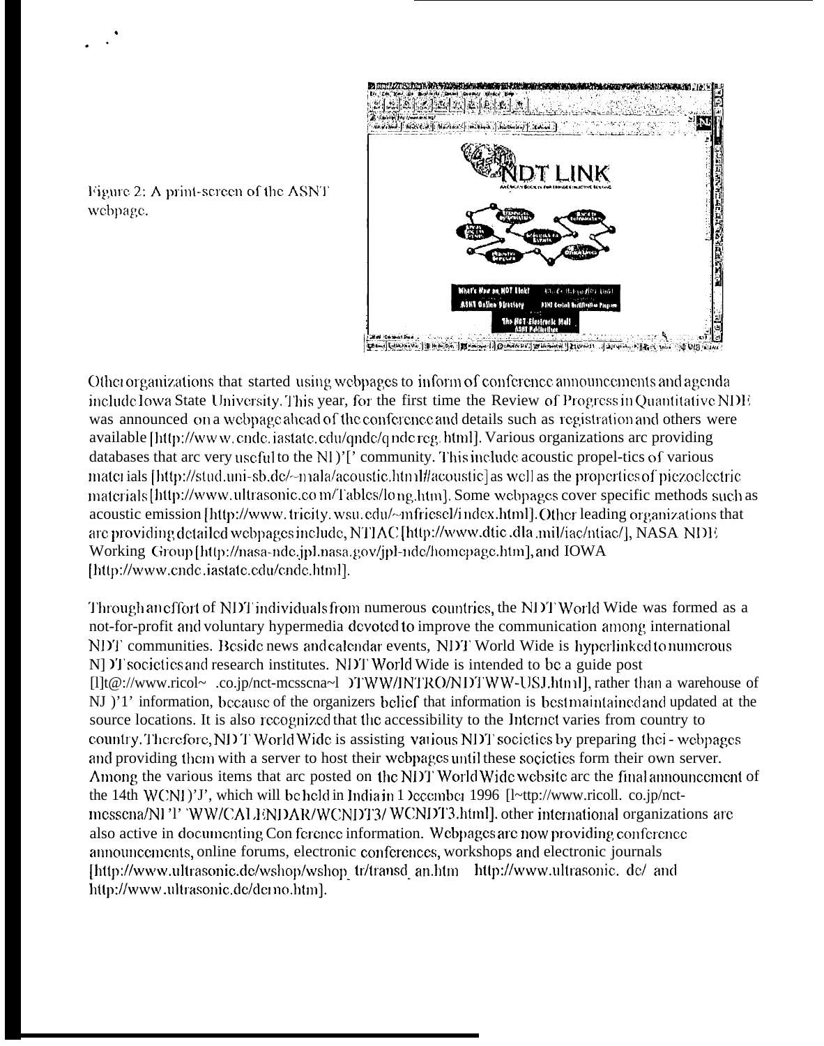Figure 2: A print-screen of the ASNT webpage.

Other organizations that started using webpages to inform of conference announcements and agenda include Iowa State University. This year, for the first time the Review of Progress in Quantitative NDE was announced on a webpage ahead of the conference and details such as registration and others were available [http://www.cnde.iastate.edu/qndc/qndcreg.html]. Various organizations are providing databases that are very useful to the NDT community. This include acoustic properties of various materials [http://stud.uni-sb.de/~mala/acoustic.html#acoustic] as well as the properties of piezoelectric materials [http://www.ultrasonic.com/Tables/long.htm]. Some webpages cover specific methods such as acoustic emission [http://www.tricity.wsu.edu/~mfriesel/index.html]. Other leading organizations that are providing detailed webpages include, NTIAC [http://www.dtic.dla.mil/iac/ntiac/], NASA NDE Working Group [http://nasa-nde.jpl.nasa.gov/jpl-nde/homepage.htm], and IOWA [http://www.cnde.iastate.edu/cnde.html].

Through an effort of NDT individuals from numerous countries, the NDT World Wide was formed as a not-for-profit and voluntary hypermedia devoted to improve the communication among international NDT communities. Beside news and calendar events, NDT World Wide is hyperlinked to numerous NDT societies and research institutes. NDT World Wide is intended to be a guide post [http://www.ricoll.co.jp/nct-messena/NDTWW/INTRO/NDTWW-USJ.html], rather than a warehouse of NDT information, because of the organizers belief that information is best maintained and updated at the source locations. It is also recognized that the accessibility to the Internet varies from country to country. Therefore, NDT World Wide is assisting various NDT societies by preparing their webpages and providing them with a server to host their webpages until these societies form their own server. Among the various items that are posted on the NDT World Wide website are the final announcement of the 14th WCNDT, which will be held in India in December 1996 [http://www.ricoll.co.jp/nct-messena/NDTWW/CALENDAR/WCNDT3/WCNDT3.html]. other international organizations are also active in documenting Conference information. Webpages are now providing conference announcements, online forums, electronic conferences, workshops and electronic journals [http://www.ultrasonic.de/wshop/wshop_tr/transd_an.htm http://www.ultrasonic.de/ and http://www.ultrasonic.de/demo.htm].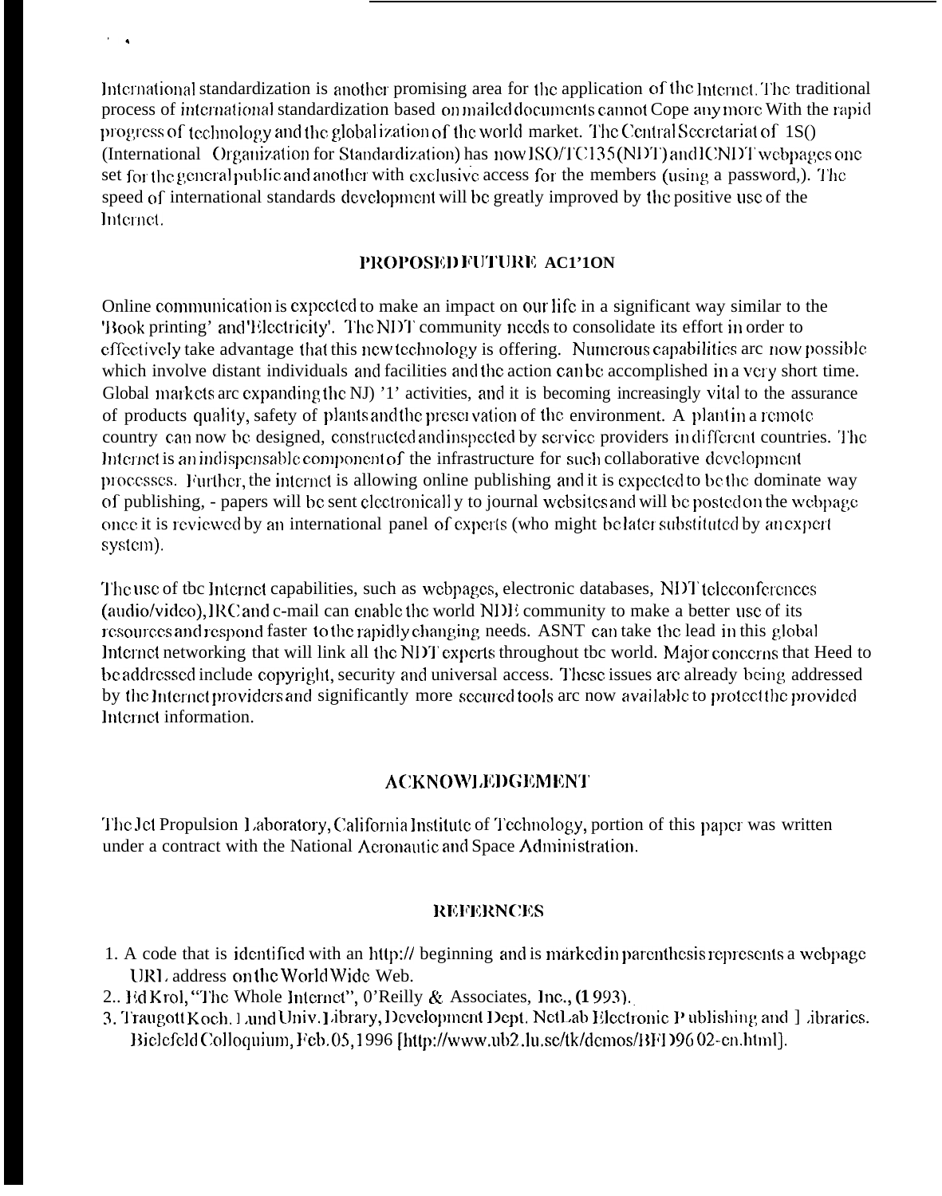International standardization is another promising area for the application of the Internet. The traditional process of international standardization based on mailed documents cannot Cope any more With the rapid progress of technology and the globalization of the world market. The Central Secretariat of ISO (International Organization for Standardization) has now ISO/TC135(NDT) and ICNDT webpages one set for the general public and another with exclusive access for the members (using a password,). The speed of international standards development will be greatly improved by the positive use of the Internet.

## PROPOSED FUTURE ACTION

Online communication is expected to make an impact on our life in a significant way similar to the 'Book printing' and 'Electricity'. The NDT community needs to consolidate its effort in order to effectively take advantage that this new technology is offering. Numerous capabilities are now possible which involve distant individuals and facilities and the action can be accomplished in a very short time. Global markets are expanding the NDT activities, and it is becoming increasingly vital to the assurance of products quality, safety of plants and the preservation of the environment. A plant in a remote country can now be designed, constructed and inspected by service providers in different countries. The Internet is an indispensable component of the infrastructure for such collaborative development processes. Further, the internet is allowing online publishing and it is expected to be the dominate way of publishing, - papers will be sent electronically to journal websites and will be posted on the webpage once it is reviewed by an international panel of experts (who might be later substituted by an expert system).

The use of the Internet capabilities, such as webpages, electronic databases, NDT teleconferences (audio/video), IRC and e-mail can enable the world NDE community to make a better use of its resources and respond faster to the rapidly changing needs. ASNT can take the lead in this global Internet networking that will link all the NDT experts throughout the world. Major concerns that Heed to be addressed include copyright, security and universal access. These issues are already being addressed by the Internet providers and significantly more secured tools are now available to protect the provided Internet information.

## ACKNOWLEDGEMENT

The Jet Propulsion Laboratory, California Institute of Technology, portion of this paper was written under a contract with the National Aeronautic and Space Administration.

## REFERNCES

1. A code that is identified with an http:// beginning and is marked in parenthesis represents a webpage URL address on the World Wide Web.
2. Ed Krol, "The Whole Internet", O'Reilly & Associates, Inc., (1993).
3. Traugott Koch, Lund Univ. Library, Development Dept. NetLab Electronic Publishing and Libraries. Bielefeld Colloquium, Feb. 05, 1996 [http://www.ub2.lu.se/tk/demos/BFD9602-en.html].